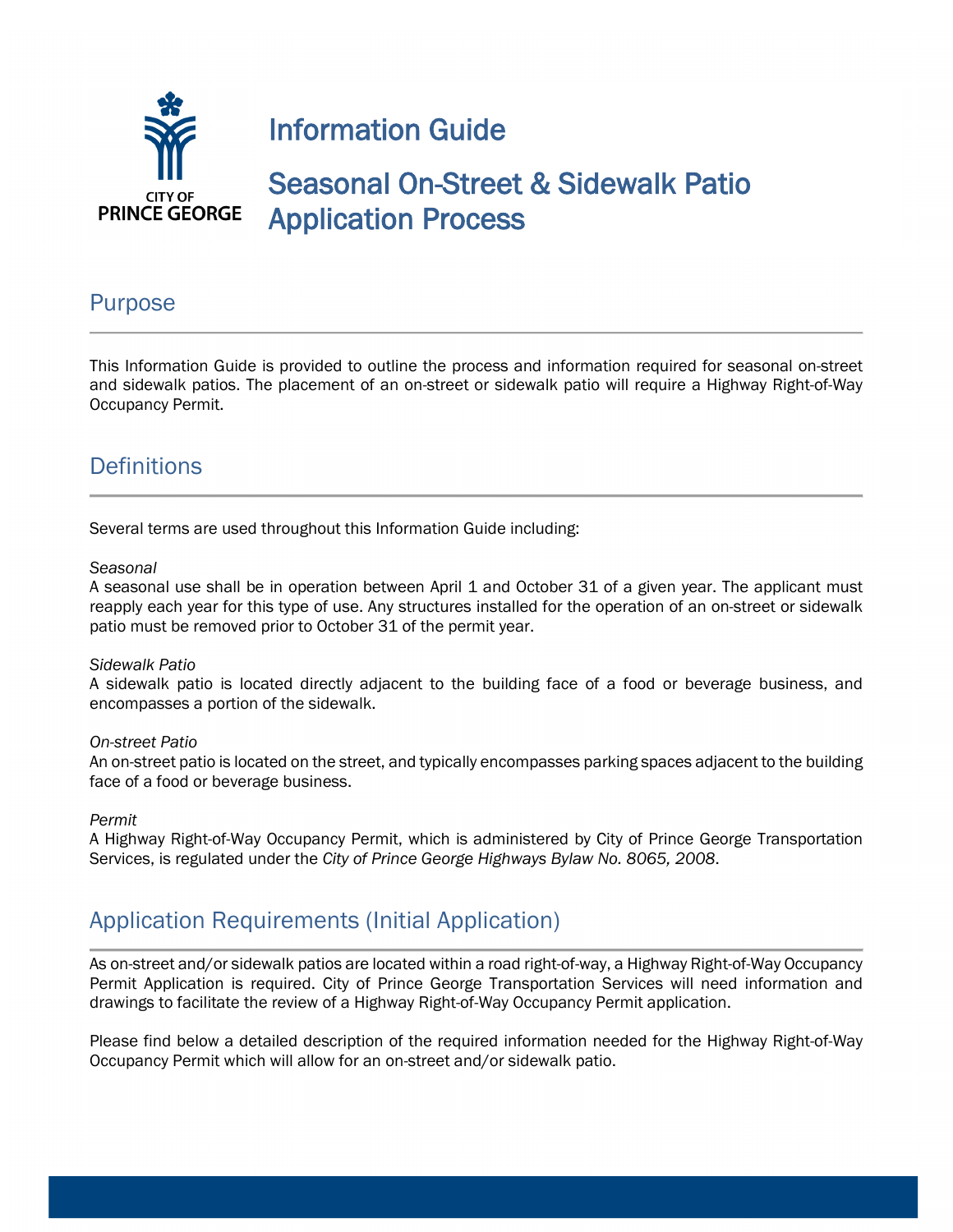CITY OF
PRINCE GEORGE

# Information Guide

# Seasonal On-Street & Sidewalk Patio Application Process

## Purpose

This Information Guide is provided to outline the process and information required for seasonal on-street and sidewalk patios. The placement of an on-street or sidewalk patio will require a Highway Right-of-Way Occupancy Permit.

## Definitions

Several terms are used throughout this Information Guide including:

*Seasonal*
A seasonal use shall be in operation between April 1 and October 31 of a given year. The applicant must reapply each year for this type of use. Any structures installed for the operation of an on-street or sidewalk patio must be removed prior to October 31 of the permit year.

*Sidewalk Patio*
A sidewalk patio is located directly adjacent to the building face of a food or beverage business, and encompasses a portion of the sidewalk.

*On-street Patio*
An on-street patio is located on the street, and typically encompasses parking spaces adjacent to the building face of a food or beverage business.

*Permit*
A Highway Right-of-Way Occupancy Permit, which is administered by City of Prince George Transportation Services, is regulated under the *City of Prince George Highways Bylaw No. 8065, 2008*.

## Application Requirements (Initial Application)

As on-street and/or sidewalk patios are located within a road right-of-way, a Highway Right-of-Way Occupancy Permit Application is required. City of Prince George Transportation Services will need information and drawings to facilitate the review of a Highway Right-of-Way Occupancy Permit application.

Please find below a detailed description of the required information needed for the Highway Right-of-Way Occupancy Permit which will allow for an on-street and/or sidewalk patio.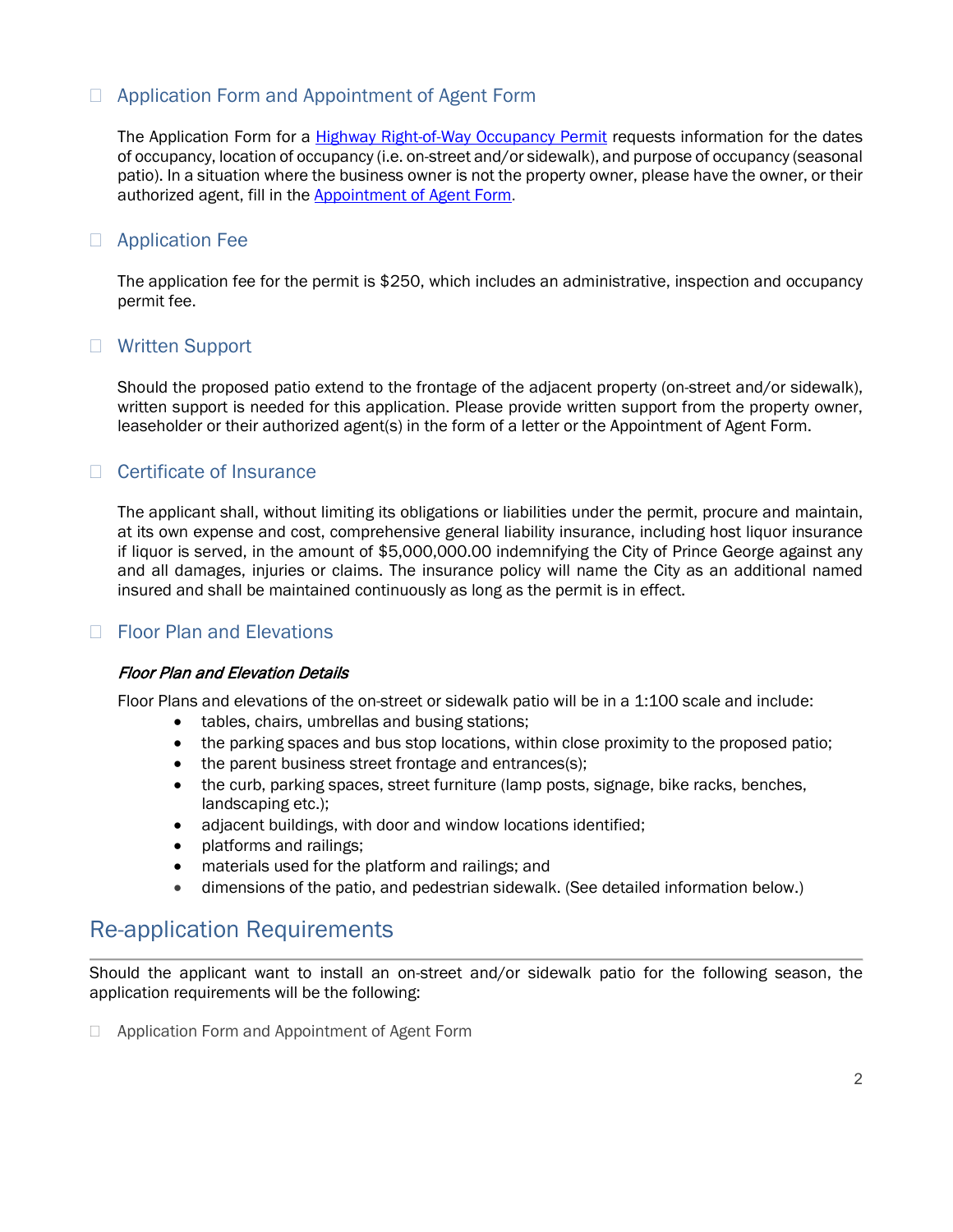### ☐ Application Form and Appointment of Agent Form

The Application Form for a [Highway Right-of-Way Occupancy Permit] requests information for the dates of occupancy, location of occupancy (i.e. on-street and/or sidewalk), and purpose of occupancy (seasonal patio). In a situation where the business owner is not the property owner, please have the owner, or their authorized agent, fill in the [Appointment of Agent Form].

### ☐ Application Fee

The application fee for the permit is $250, which includes an administrative, inspection and occupancy permit fee.

### ☐ Written Support

Should the proposed patio extend to the frontage of the adjacent property (on-street and/or sidewalk), written support is needed for this application. Please provide written support from the property owner, leaseholder or their authorized agent(s) in the form of a letter or the Appointment of Agent Form.

### ☐ Certificate of Insurance

The applicant shall, without limiting its obligations or liabilities under the permit, procure and maintain, at its own expense and cost, comprehensive general liability insurance, including host liquor insurance if liquor is served, in the amount of $5,000,000.00 indemnifying the City of Prince George against any and all damages, injuries or claims. The insurance policy will name the City as an additional named insured and shall be maintained continuously as long as the permit is in effect.

### ☐ Floor Plan and Elevations

***Floor Plan and Elevation Details***

Floor Plans and elevations of the on-street or sidewalk patio will be in a 1:100 scale and include:

- tables, chairs, umbrellas and busing stations;
- the parking spaces and bus stop locations, within close proximity to the proposed patio;
- the parent business street frontage and entrances(s);
- the curb, parking spaces, street furniture (lamp posts, signage, bike racks, benches, landscaping etc.);
- adjacent buildings, with door and window locations identified;
- platforms and railings;
- materials used for the platform and railings; and
- dimensions of the patio, and pedestrian sidewalk. (See detailed information below.)

## Re-application Requirements

Should the applicant want to install an on-street and/or sidewalk patio for the following season, the application requirements will be the following:

☐ Application Form and Appointment of Agent Form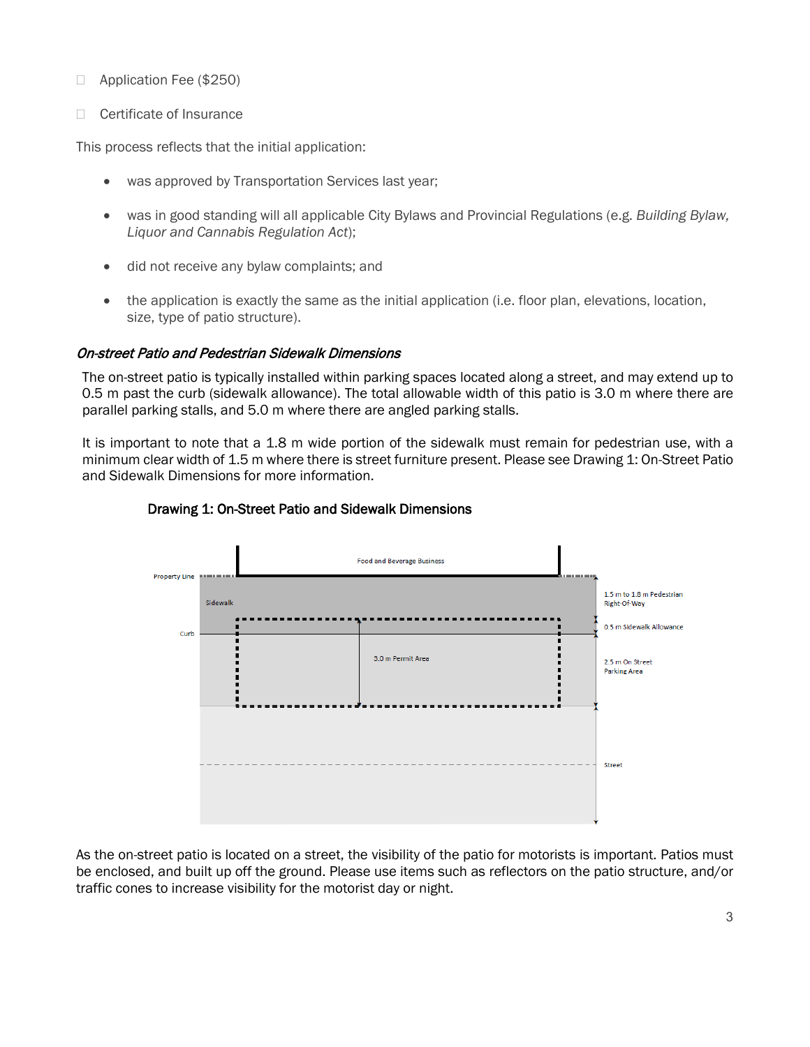- ☐ Application Fee ($250)
- ☐ Certificate of Insurance

This process reflects that the initial application:

- was approved by Transportation Services last year;
- was in good standing will all applicable City Bylaws and Provincial Regulations (e.g. *Building Bylaw, Liquor and Cannabis Regulation Act*);
- did not receive any bylaw complaints; and
- the application is exactly the same as the initial application (i.e. floor plan, elevations, location, size, type of patio structure).

### *On-street Patio and Pedestrian Sidewalk Dimensions*

The on-street patio is typically installed within parking spaces located along a street, and may extend up to 0.5 m past the curb (sidewalk allowance). The total allowable width of this patio is 3.0 m where there are parallel parking stalls, and 5.0 m where there are angled parking stalls.

It is important to note that a 1.8 m wide portion of the sidewalk must remain for pedestrian use, with a minimum clear width of 1.5 m where there is street furniture present. Please see Drawing 1: On-Street Patio and Sidewalk Dimensions for more information.

**Drawing 1: On-Street Patio and Sidewalk Dimensions**

Food and Beverage Business

Property Line

Sidewalk

Curb

3.0 m Permit Area

1.5 m to 1.8 m Pedestrian Right-Of-Way

0.5 m Sidewalk Allowance

2.5 m On Street Parking Area

Street

As the on-street patio is located on a street, the visibility of the patio for motorists is important. Patios must be enclosed, and built up off the ground. Please use items such as reflectors on the patio structure, and/or traffic cones to increase visibility for the motorist day or night.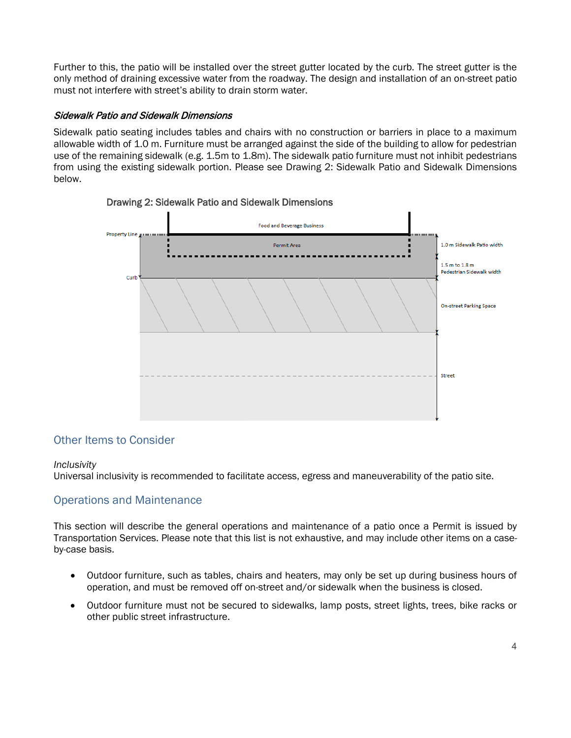Further to this, the patio will be installed over the street gutter located by the curb. The street gutter is the only method of draining excessive water from the roadway. The design and installation of an on-street patio must not interfere with street's ability to drain storm water.

### *Sidewalk Patio and Sidewalk Dimensions*

Sidewalk patio seating includes tables and chairs with no construction or barriers in place to a maximum allowable width of 1.0 m. Furniture must be arranged against the side of the building to allow for pedestrian use of the remaining sidewalk (e.g. 1.5m to 1.8m). The sidewalk patio furniture must not inhibit pedestrians from using the existing sidewalk portion. Please see Drawing 2: Sidewalk Patio and Sidewalk Dimensions below.

Drawing 2: Sidewalk Patio and Sidewalk Dimensions

Food and Beverage Business

Property Line

Permit Area

1.0 m Sidewalk Patio width

1.5 m to 1.8 m Pedestrian Sidewalk width

Curb

On-street Parking Space

Street

## Other Items to Consider

*Inclusivity*

Universal inclusivity is recommended to facilitate access, egress and maneuverability of the patio site.

## Operations and Maintenance

This section will describe the general operations and maintenance of a patio once a Permit is issued by Transportation Services. Please note that this list is not exhaustive, and may include other items on a case-by-case basis.

- Outdoor furniture, such as tables, chairs and heaters, may only be set up during business hours of operation, and must be removed off on-street and/or sidewalk when the business is closed.
- Outdoor furniture must not be secured to sidewalks, lamp posts, street lights, trees, bike racks or other public street infrastructure.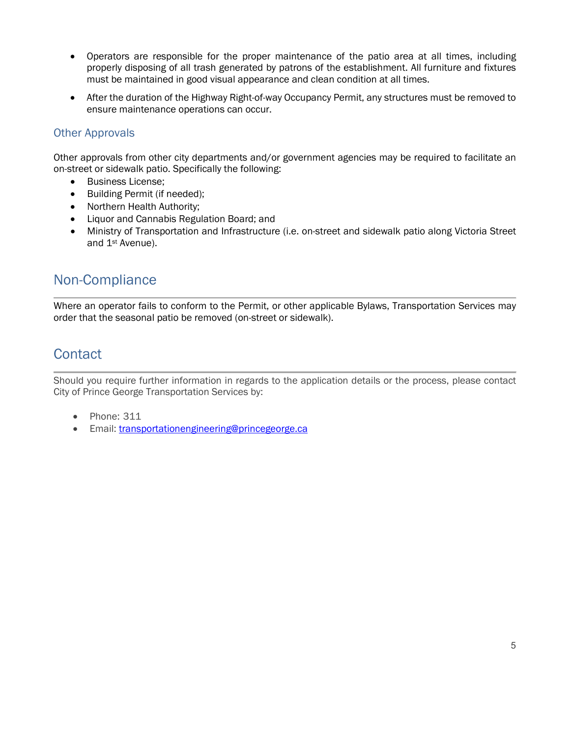- Operators are responsible for the proper maintenance of the patio area at all times, including properly disposing of all trash generated by patrons of the establishment. All furniture and fixtures must be maintained in good visual appearance and clean condition at all times.
- After the duration of the Highway Right-of-way Occupancy Permit, any structures must be removed to ensure maintenance operations can occur.

### Other Approvals

Other approvals from other city departments and/or government agencies may be required to facilitate an on-street or sidewalk patio. Specifically the following:

- Business License;
- Building Permit (if needed);
- Northern Health Authority;
- Liquor and Cannabis Regulation Board; and
- Ministry of Transportation and Infrastructure (i.e. on-street and sidewalk patio along Victoria Street and 1st Avenue).

## Non-Compliance

Where an operator fails to conform to the Permit, or other applicable Bylaws, Transportation Services may order that the seasonal patio be removed (on-street or sidewalk).

## Contact

Should you require further information in regards to the application details or the process, please contact City of Prince George Transportation Services by:

- Phone: 311
- Email: transportationengineering@princegeorge.ca